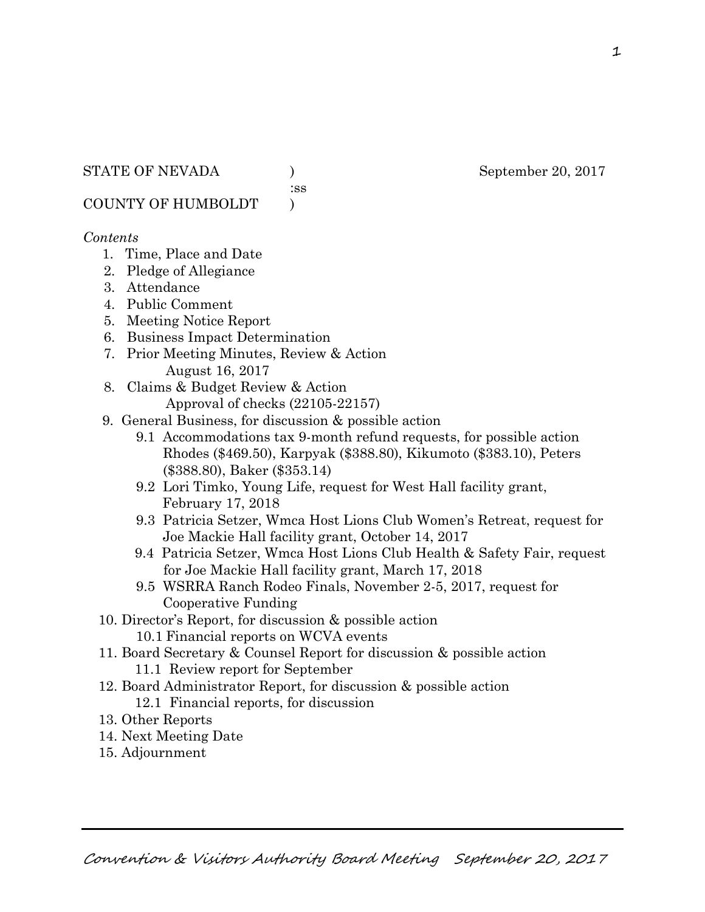STATE OF NEVADA )                                        September 20, 2017
:ss
COUNTY OF HUMBOLDT )

*Contents*

1. Time, Place and Date
2. Pledge of Allegiance
3. Attendance
4. Public Comment
5. Meeting Notice Report
6. Business Impact Determination
7. Prior Meeting Minutes, Review & Action
   August 16, 2017
8. Claims & Budget Review & Action
   Approval of checks (22105-22157)
9. General Business, for discussion & possible action
   - 9.1 Accommodations tax 9-month refund requests, for possible action Rhodes ($469.50), Karpyak ($388.80), Kikumoto ($383.10), Peters ($388.80), Baker ($353.14)
   - 9.2 Lori Timko, Young Life, request for West Hall facility grant, February 17, 2018
   - 9.3 Patricia Setzer, Wmca Host Lions Club Women's Retreat, request for Joe Mackie Hall facility grant, October 14, 2017
   - 9.4 Patricia Setzer, Wmca Host Lions Club Health & Safety Fair, request for Joe Mackie Hall facility grant, March 17, 2018
   - 9.5 WSRRA Ranch Rodeo Finals, November 2-5, 2017, request for Cooperative Funding
10. Director's Report, for discussion & possible action
    - 10.1 Financial reports on WCVA events
11. Board Secretary & Counsel Report for discussion & possible action
    - 11.1 Review report for September
12. Board Administrator Report, for discussion & possible action
    - 12.1 Financial reports, for discussion
13. Other Reports
14. Next Meeting Date
15. Adjournment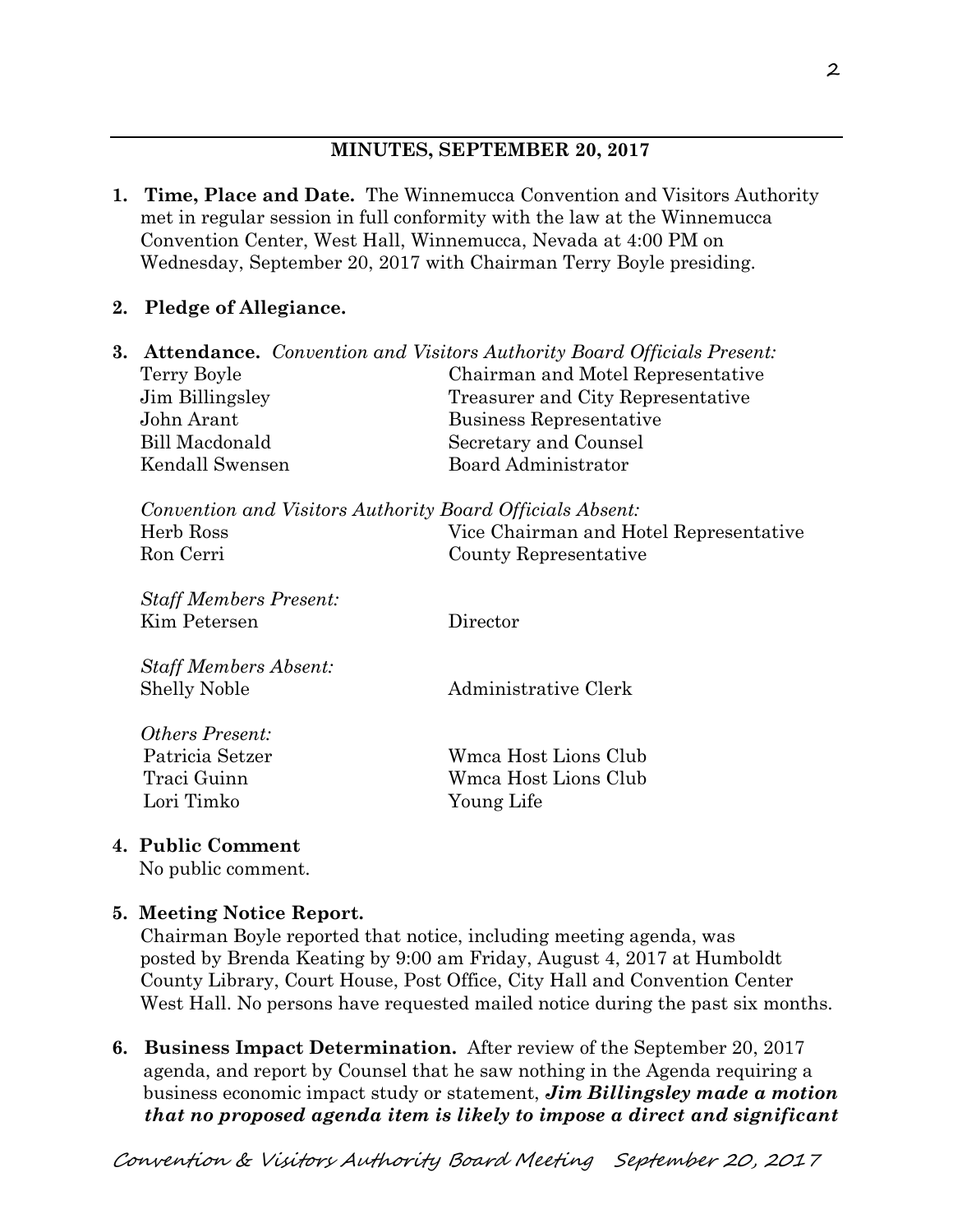## MINUTES, SEPTEMBER 20, 2017

1. **Time, Place and Date.** The Winnemucca Convention and Visitors Authority met in regular session in full conformity with the law at the Winnemucca Convention Center, West Hall, Winnemucca, Nevada at 4:00 PM on Wednesday, September 20, 2017 with Chairman Terry Boyle presiding.

2. **Pledge of Allegiance.**

3. **Attendance.** *Convention and Visitors Authority Board Officials Present:*

| | |
|---|---|
| Terry Boyle | Chairman and Motel Representative |
| Jim Billingsley | Treasurer and City Representative |
| John Arant | Business Representative |
| Bill Macdonald | Secretary and Counsel |
| Kendall Swensen | Board Administrator |

*Convention and Visitors Authority Board Officials Absent:*

| | |
|---|---|
| Herb Ross | Vice Chairman and Hotel Representative |
| Ron Cerri | County Representative |

*Staff Members Present:*

| | |
|---|---|
| Kim Petersen | Director |

*Staff Members Absent:*

| | |
|---|---|
| Shelly Noble | Administrative Clerk |

*Others Present:*

| | |
|---|---|
| Patricia Setzer | Wmca Host Lions Club |
| Traci Guinn | Wmca Host Lions Club |
| Lori Timko | Young Life |

4. **Public Comment**
   No public comment.

5. **Meeting Notice Report.**
   Chairman Boyle reported that notice, including meeting agenda, was posted by Brenda Keating by 9:00 am Friday, August 4, 2017 at Humboldt County Library, Court House, Post Office, City Hall and Convention Center West Hall. No persons have requested mailed notice during the past six months.

6. **Business Impact Determination.** After review of the September 20, 2017 agenda, and report by Counsel that he saw nothing in the Agenda requiring a business economic impact study or statement, ***Jim Billingsley made a motion that no proposed agenda item is likely to impose a direct and significant***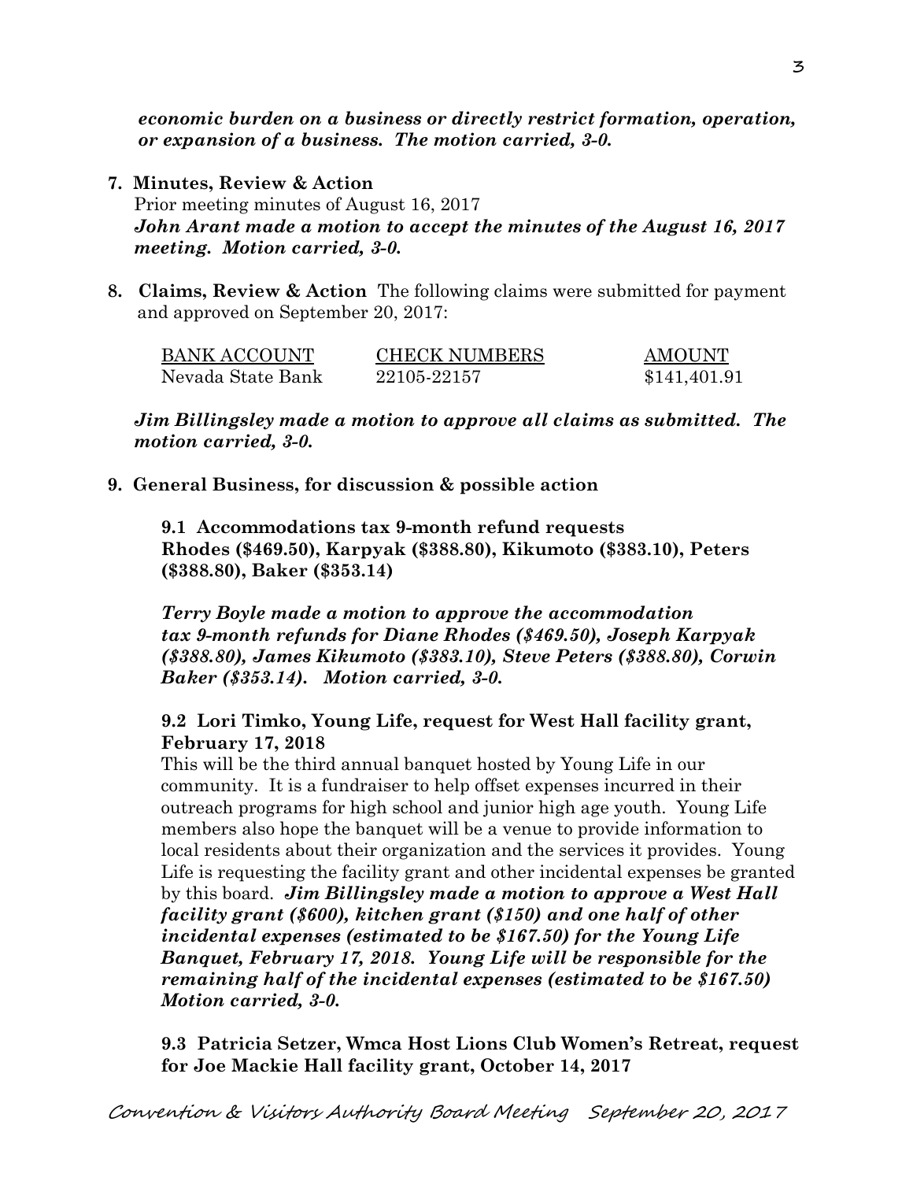***economic burden on a business or directly restrict formation, operation, or expansion of a business. The motion carried, 3-0.***

**7. Minutes, Review & Action**

Prior meeting minutes of August 16, 2017

***John Arant made a motion to accept the minutes of the August 16, 2017 meeting. Motion carried, 3-0.***

**8. Claims, Review & Action** The following claims were submitted for payment and approved on September 20, 2017:

| BANK ACCOUNT | CHECK NUMBERS | AMOUNT |
|---|---|---|
| Nevada State Bank | 22105-22157 | $141,401.91 |

***Jim Billingsley made a motion to approve all claims as submitted. The motion carried, 3-0.***

**9. General Business, for discussion & possible action**

**9.1 Accommodations tax 9-month refund requests**
**Rhodes ($469.50), Karpyak ($388.80), Kikumoto ($383.10), Peters ($388.80), Baker ($353.14)**

***Terry Boyle made a motion to approve the accommodation tax 9-month refunds for Diane Rhodes ($469.50), Joseph Karpyak ($388.80), James Kikumoto ($383.10), Steve Peters ($388.80), Corwin Baker ($353.14). Motion carried, 3-0.***

**9.2 Lori Timko, Young Life, request for West Hall facility grant, February 17, 2018**

This will be the third annual banquet hosted by Young Life in our community. It is a fundraiser to help offset expenses incurred in their outreach programs for high school and junior high age youth. Young Life members also hope the banquet will be a venue to provide information to local residents about their organization and the services it provides. Young Life is requesting the facility grant and other incidental expenses be granted by this board. ***Jim Billingsley made a motion to approve a West Hall facility grant ($600), kitchen grant ($150) and one half of other incidental expenses (estimated to be $167.50) for the Young Life Banquet, February 17, 2018. Young Life will be responsible for the remaining half of the incidental expenses (estimated to be $167.50) Motion carried, 3-0.***

**9.3 Patricia Setzer, Wmca Host Lions Club Women's Retreat, request for Joe Mackie Hall facility grant, October 14, 2017**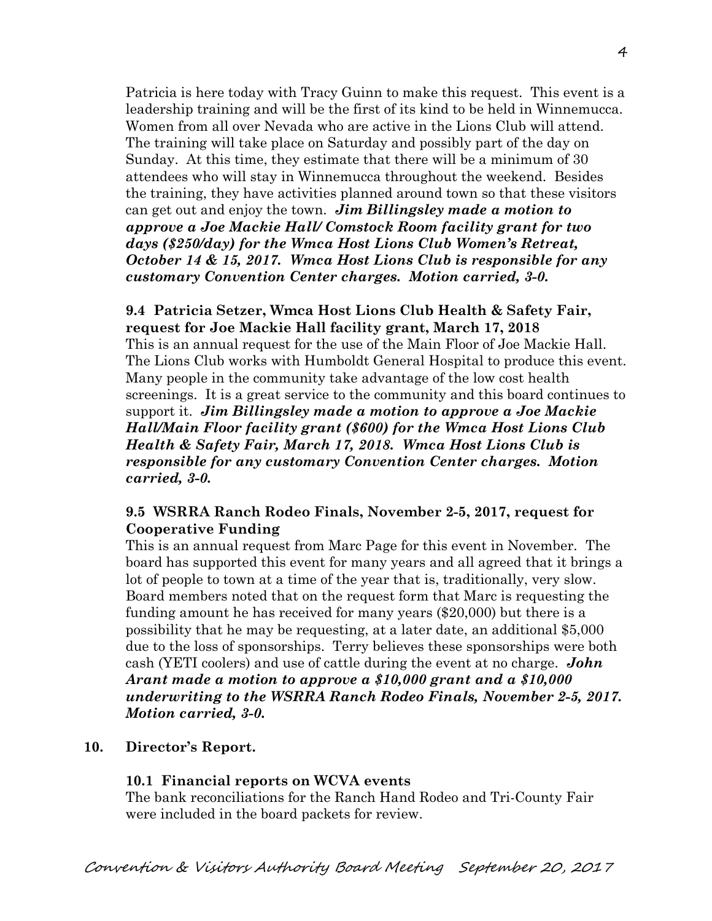Patricia is here today with Tracy Guinn to make this request. This event is a leadership training and will be the first of its kind to be held in Winnemucca. Women from all over Nevada who are active in the Lions Club will attend. The training will take place on Saturday and possibly part of the day on Sunday. At this time, they estimate that there will be a minimum of 30 attendees who will stay in Winnemucca throughout the weekend. Besides the training, they have activities planned around town so that these visitors can get out and enjoy the town. ***Jim Billingsley made a motion to approve a Joe Mackie Hall/ Comstock Room facility grant for two days ($250/day) for the Wmca Host Lions Club Women's Retreat, October 14 & 15, 2017. Wmca Host Lions Club is responsible for any customary Convention Center charges. Motion carried, 3-0.***

**9.4 Patricia Setzer, Wmca Host Lions Club Health & Safety Fair, request for Joe Mackie Hall facility grant, March 17, 2018**

This is an annual request for the use of the Main Floor of Joe Mackie Hall. The Lions Club works with Humboldt General Hospital to produce this event. Many people in the community take advantage of the low cost health screenings. It is a great service to the community and this board continues to support it. ***Jim Billingsley made a motion to approve a Joe Mackie Hall/Main Floor facility grant ($600) for the Wmca Host Lions Club Health & Safety Fair, March 17, 2018. Wmca Host Lions Club is responsible for any customary Convention Center charges. Motion carried, 3-0.***

**9.5 WSRRA Ranch Rodeo Finals, November 2-5, 2017, request for Cooperative Funding**

This is an annual request from Marc Page for this event in November. The board has supported this event for many years and all agreed that it brings a lot of people to town at a time of the year that is, traditionally, very slow. Board members noted that on the request form that Marc is requesting the funding amount he has received for many years ($20,000) but there is a possibility that he may be requesting, at a later date, an additional $5,000 due to the loss of sponsorships. Terry believes these sponsorships were both cash (YETI coolers) and use of cattle during the event at no charge. ***John Arant made a motion to approve a $10,000 grant and a $10,000 underwriting to the WSRRA Ranch Rodeo Finals, November 2-5, 2017. Motion carried, 3-0.***

**10. Director's Report.**

**10.1 Financial reports on WCVA events**

The bank reconciliations for the Ranch Hand Rodeo and Tri-County Fair were included in the board packets for review.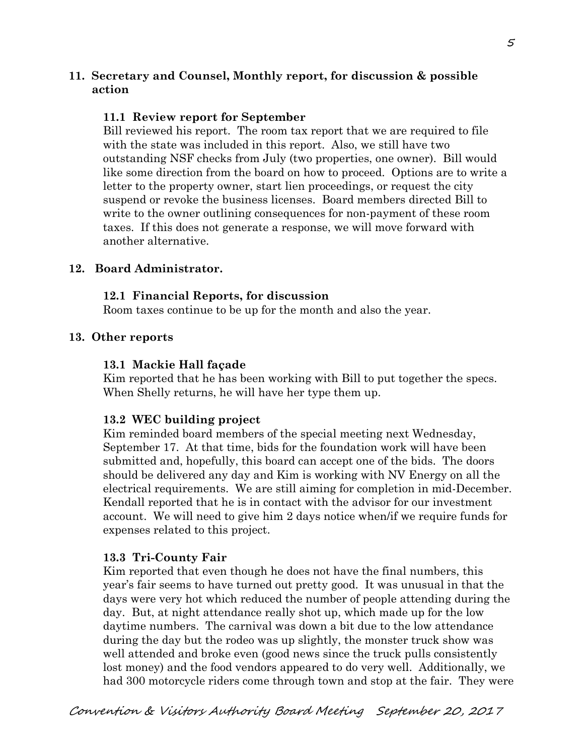## 11. Secretary and Counsel, Monthly report, for discussion & possible action

### 11.1 Review report for September

Bill reviewed his report. The room tax report that we are required to file with the state was included in this report. Also, we still have two outstanding NSF checks from July (two properties, one owner). Bill would like some direction from the board on how to proceed. Options are to write a letter to the property owner, start lien proceedings, or request the city suspend or revoke the business licenses. Board members directed Bill to write to the owner outlining consequences for non-payment of these room taxes. If this does not generate a response, we will move forward with another alternative.

## 12. Board Administrator.

### 12.1 Financial Reports, for discussion

Room taxes continue to be up for the month and also the year.

## 13. Other reports

### 13.1 Mackie Hall façade

Kim reported that he has been working with Bill to put together the specs. When Shelly returns, he will have her type them up.

### 13.2 WEC building project

Kim reminded board members of the special meeting next Wednesday, September 17. At that time, bids for the foundation work will have been submitted and, hopefully, this board can accept one of the bids. The doors should be delivered any day and Kim is working with NV Energy on all the electrical requirements. We are still aiming for completion in mid-December. Kendall reported that he is in contact with the advisor for our investment account. We will need to give him 2 days notice when/if we require funds for expenses related to this project.

### 13.3 Tri-County Fair

Kim reported that even though he does not have the final numbers, this year's fair seems to have turned out pretty good. It was unusual in that the days were very hot which reduced the number of people attending during the day. But, at night attendance really shot up, which made up for the low daytime numbers. The carnival was down a bit due to the low attendance during the day but the rodeo was up slightly, the monster truck show was well attended and broke even (good news since the truck pulls consistently lost money) and the food vendors appeared to do very well. Additionally, we had 300 motorcycle riders come through town and stop at the fair. They were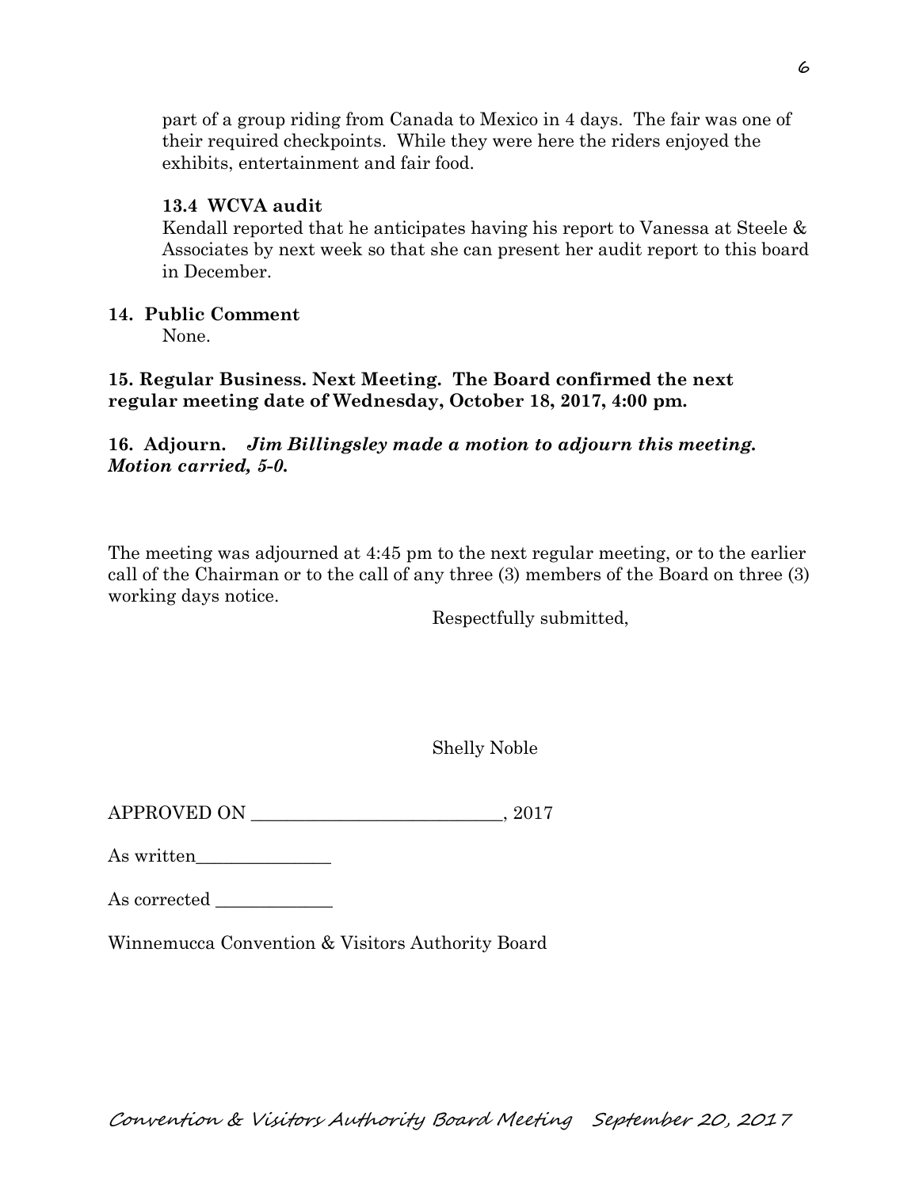part of a group riding from Canada to Mexico in 4 days. The fair was one of their required checkpoints. While they were here the riders enjoyed the exhibits, entertainment and fair food.

**13.4 WCVA audit**

Kendall reported that he anticipates having his report to Vanessa at Steele & Associates by next week so that she can present her audit report to this board in December.

**14. Public Comment**

None.

**15. Regular Business. Next Meeting. The Board confirmed the next regular meeting date of Wednesday, October 18, 2017, 4:00 pm.**

**16. Adjourn.** ***Jim Billingsley made a motion to adjourn this meeting. Motion carried, 5-0.***

The meeting was adjourned at 4:45 pm to the next regular meeting, or to the earlier call of the Chairman or to the call of any three (3) members of the Board on three (3) working days notice.

Respectfully submitted,

Shelly Noble

APPROVED ON ____________________________, 2017

As written_______________

As corrected _____________

Winnemucca Convention & Visitors Authority Board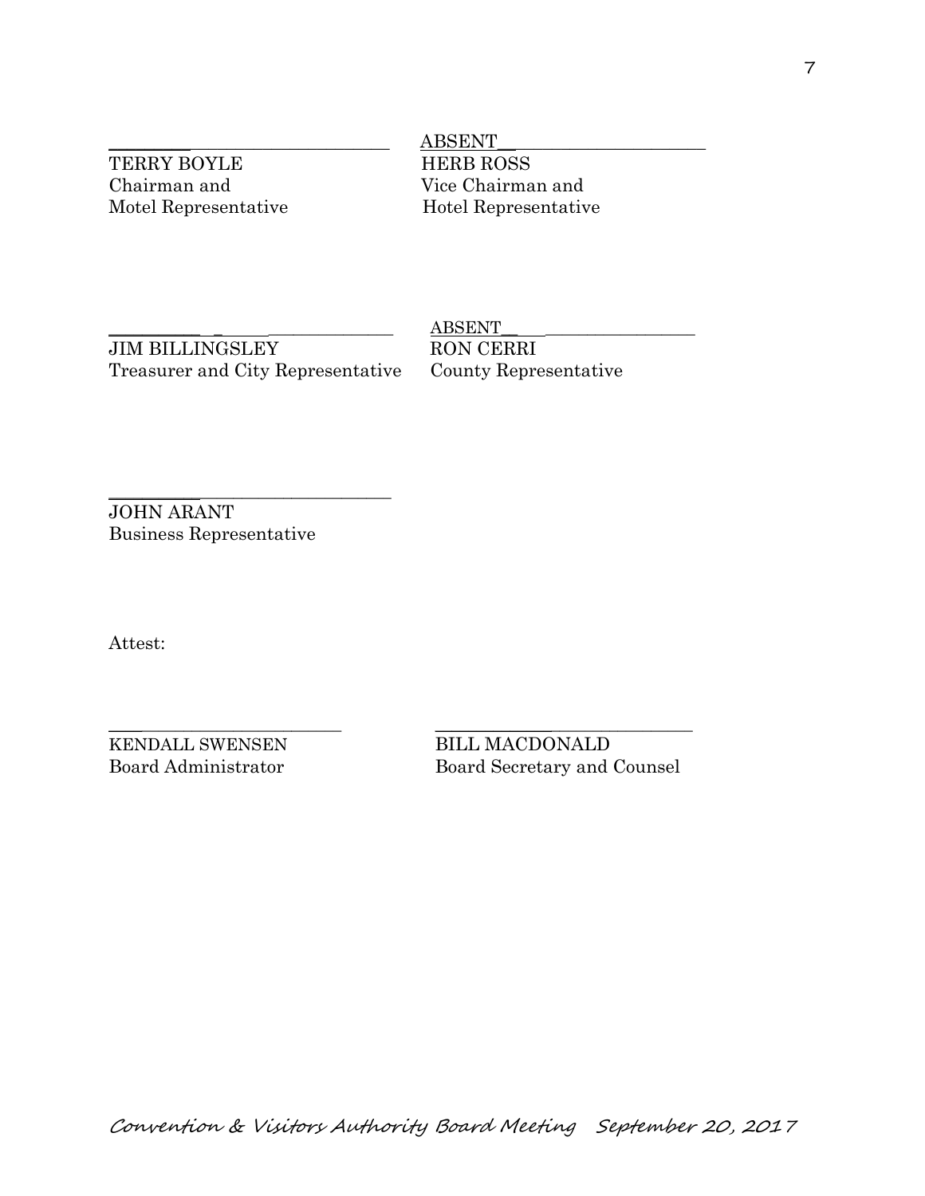\_\_\_\_\_\_\_\_\_\_\_\_\_\_\_\_\_\_\_\_\_\_\_\_\_\_\_\_\_\_
TERRY BOYLE
Chairman and
Motel Representative

ABSENT\_\_\_\_\_\_\_\_\_\_\_\_\_\_\_\_\_\_\_\_\_\_\_\_
HERB ROSS
Vice Chairman and
Hotel Representative

\_\_\_\_\_\_\_\_\_\_\_\_\_\_\_\_\_\_\_\_\_\_\_\_\_\_\_\_\_\_
JIM BILLINGSLEY
Treasurer and City Representative

ABSENT\_\_\_\_\_\_\_\_\_\_\_\_\_\_\_\_\_\_\_\_\_\_\_\_
RON CERRI
County Representative

\_\_\_\_\_\_\_\_\_\_\_\_\_\_\_\_\_\_\_\_\_\_\_\_\_\_\_\_\_\_
JOHN ARANT
Business Representative

Attest:

\_\_\_\_\_\_\_\_\_\_\_\_\_\_\_\_\_\_\_\_\_\_\_\_\_\_\_\_
KENDALL SWENSEN
Board Administrator

\_\_\_\_\_\_\_\_\_\_\_\_\_\_\_\_\_\_\_\_\_\_\_\_\_\_\_\_
BILL MACDONALD
Board Secretary and Counsel